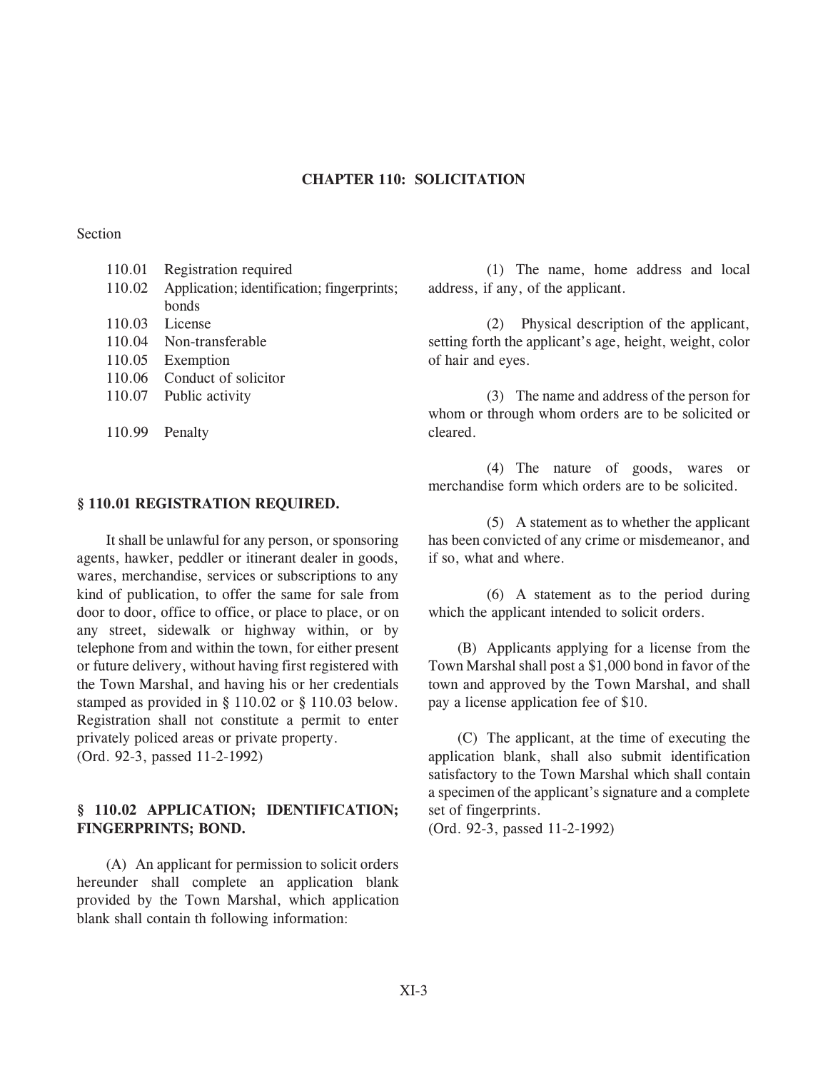# CHAPTER 110: SOLICITATION

Section

- 110.01 Registration required
- 110.02 Application; identification; fingerprints; bonds
- 110.03 License
- 110.04 Non-transferable
- 110.05 Exemption
- 110.06 Conduct of solicitor
- 110.07 Public activity

- 110.99 Penalty

## § 110.01 REGISTRATION REQUIRED.

It shall be unlawful for any person, or sponsoring agents, hawker, peddler or itinerant dealer in goods, wares, merchandise, services or subscriptions to any kind of publication, to offer the same for sale from door to door, office to office, or place to place, or on any street, sidewalk or highway within, or by telephone from and within the town, for either present or future delivery, without having first registered with the Town Marshal, and having his or her credentials stamped as provided in § 110.02 or § 110.03 below. Registration shall not constitute a permit to enter privately policed areas or private property.
(Ord. 92-3, passed 11-2-1992)

## § 110.02 APPLICATION; IDENTIFICATION; FINGERPRINTS; BOND.

(A) An applicant for permission to solicit orders hereunder shall complete an application blank provided by the Town Marshal, which application blank shall contain th following information:

(1) The name, home address and local address, if any, of the applicant.

(2) Physical description of the applicant, setting forth the applicant's age, height, weight, color of hair and eyes.

(3) The name and address of the person for whom or through whom orders are to be solicited or cleared.

(4) The nature of goods, wares or merchandise form which orders are to be solicited.

(5) A statement as to whether the applicant has been convicted of any crime or misdemeanor, and if so, what and where.

(6) A statement as to the period during which the applicant intended to solicit orders.

(B) Applicants applying for a license from the Town Marshal shall post a $1,000 bond in favor of the town and approved by the Town Marshal, and shall pay a license application fee of $10.

(C) The applicant, at the time of executing the application blank, shall also submit identification satisfactory to the Town Marshal which shall contain a specimen of the applicant's signature and a complete set of fingerprints.
(Ord. 92-3, passed 11-2-1992)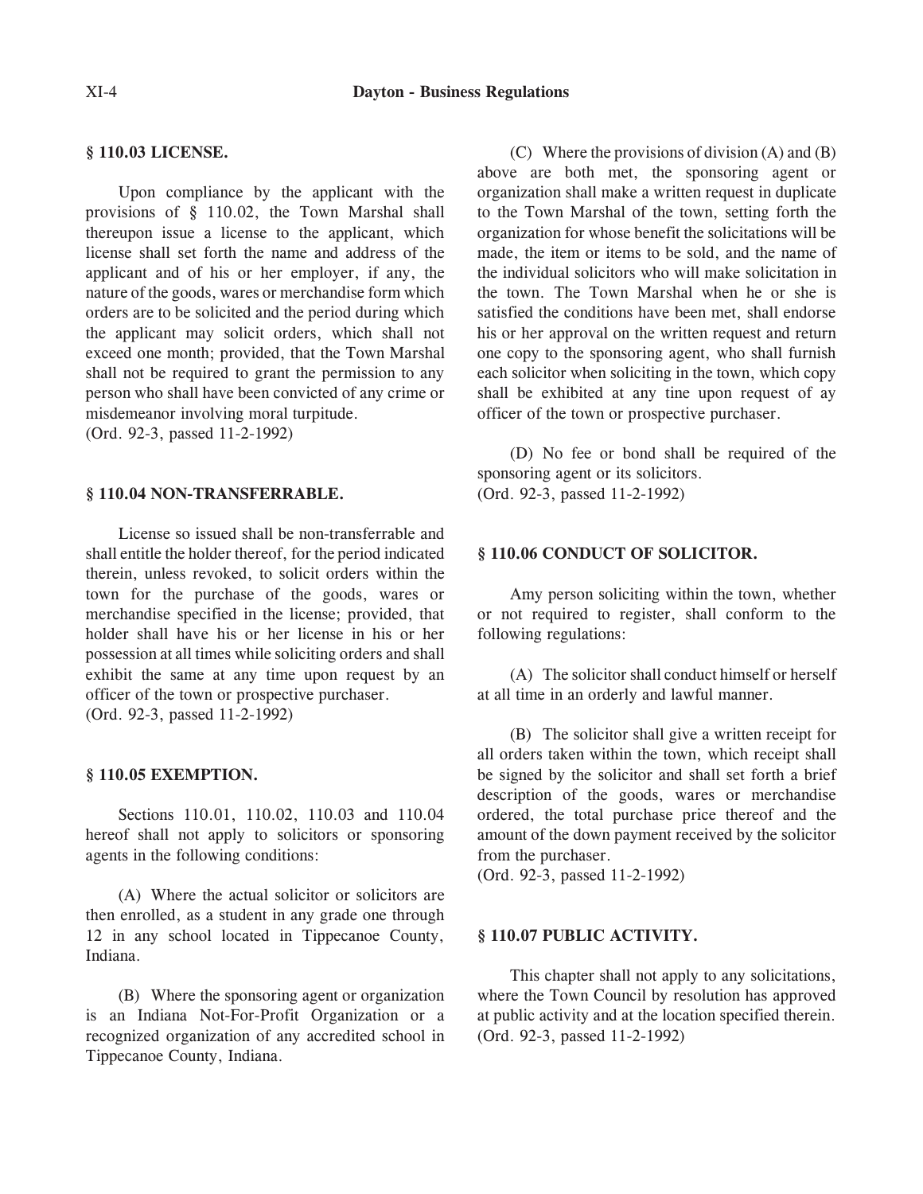### § 110.03 LICENSE.

Upon compliance by the applicant with the provisions of § 110.02, the Town Marshal shall thereupon issue a license to the applicant, which license shall set forth the name and address of the applicant and of his or her employer, if any, the nature of the goods, wares or merchandise form which orders are to be solicited and the period during which the applicant may solicit orders, which shall not exceed one month; provided, that the Town Marshal shall not be required to grant the permission to any person who shall have been convicted of any crime or misdemeanor involving moral turpitude.
(Ord. 92-3, passed 11-2-1992)

### § 110.04 NON-TRANSFERRABLE.

License so issued shall be non-transferrable and shall entitle the holder thereof, for the period indicated therein, unless revoked, to solicit orders within the town for the purchase of the goods, wares or merchandise specified in the license; provided, that holder shall have his or her license in his or her possession at all times while soliciting orders and shall exhibit the same at any time upon request by an officer of the town or prospective purchaser.
(Ord. 92-3, passed 11-2-1992)

### § 110.05 EXEMPTION.

Sections 110.01, 110.02, 110.03 and 110.04 hereof shall not apply to solicitors or sponsoring agents in the following conditions:

(A) Where the actual solicitor or solicitors are then enrolled, as a student in any grade one through 12 in any school located in Tippecanoe County, Indiana.

(B) Where the sponsoring agent or organization is an Indiana Not-For-Profit Organization or a recognized organization of any accredited school in Tippecanoe County, Indiana.

(C) Where the provisions of division (A) and (B) above are both met, the sponsoring agent or organization shall make a written request in duplicate to the Town Marshal of the town, setting forth the organization for whose benefit the solicitations will be made, the item or items to be sold, and the name of the individual solicitors who will make solicitation in the town. The Town Marshal when he or she is satisfied the conditions have been met, shall endorse his or her approval on the written request and return one copy to the sponsoring agent, who shall furnish each solicitor when soliciting in the town, which copy shall be exhibited at any tine upon request of ay officer of the town or prospective purchaser.

(D) No fee or bond shall be required of the sponsoring agent or its solicitors.
(Ord. 92-3, passed 11-2-1992)

### § 110.06 CONDUCT OF SOLICITOR.

Amy person soliciting within the town, whether or not required to register, shall conform to the following regulations:

(A) The solicitor shall conduct himself or herself at all time in an orderly and lawful manner.

(B) The solicitor shall give a written receipt for all orders taken within the town, which receipt shall be signed by the solicitor and shall set forth a brief description of the goods, wares or merchandise ordered, the total purchase price thereof and the amount of the down payment received by the solicitor from the purchaser.
(Ord. 92-3, passed 11-2-1992)

### § 110.07 PUBLIC ACTIVITY.

This chapter shall not apply to any solicitations, where the Town Council by resolution has approved at public activity and at the location specified therein.
(Ord. 92-3, passed 11-2-1992)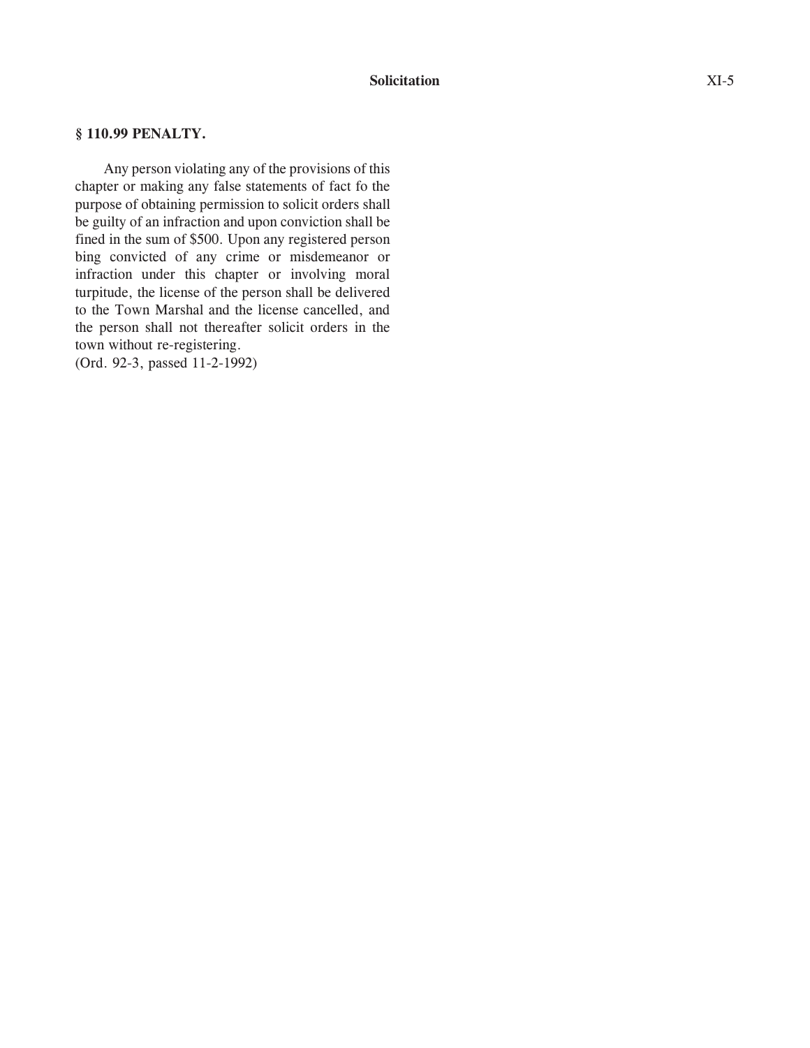## § 110.99 PENALTY.

Any person violating any of the provisions of this chapter or making any false statements of fact fo the purpose of obtaining permission to solicit orders shall be guilty of an infraction and upon conviction shall be fined in the sum of $500. Upon any registered person bing convicted of any crime or misdemeanor or infraction under this chapter or involving moral turpitude, the license of the person shall be delivered to the Town Marshal and the license cancelled, and the person shall not thereafter solicit orders in the town without re-registering.
(Ord. 92-3, passed 11-2-1992)